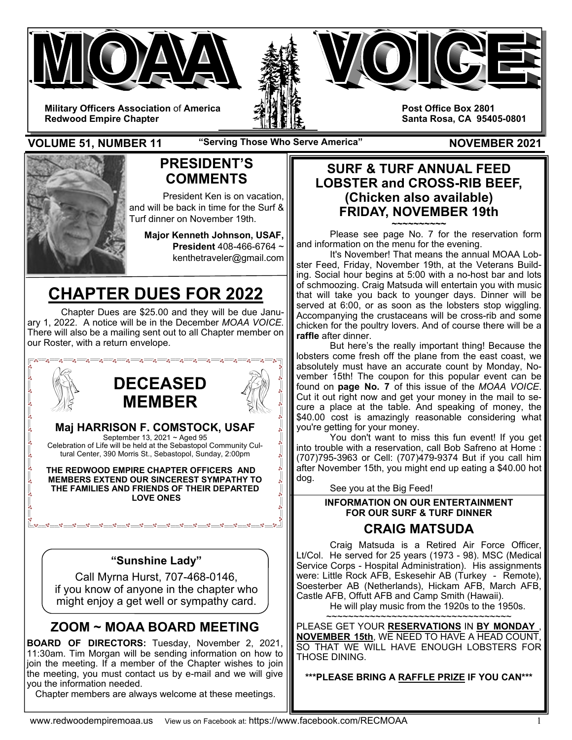# MOAA VOICE

**Military Officers Association of America**
**Redwood Empire Chapter**

**Post Office Box 2801**
**Santa Rosa, CA 95405-0801**

**VOLUME 51, NUMBER 11** — **"Serving Those Who Serve America"** — **NOVEMBER 2021**

## PRESIDENT'S COMMENTS

President Ken is on vacation, and will be back in time for the Surf & Turf dinner on November 19th.

**Major Kenneth Johnson, USAF, President** 408-466-6764 ~ kenthetraveler@gmail.com

## CHAPTER DUES FOR 2022

Chapter Dues are $25.00 and they will be due January 1, 2022. A notice will be in the December *MOAA VOICE*. There will also be a mailing sent out to all Chapter member on our Roster, with a return envelope.

## DECEASED MEMBER

**Maj HARRISON F. COMSTOCK, USAF**

September 13, 2021 ~ Aged 95

Celebration of Life will be held at the Sebastopol Community Cultural Center, 390 Morris St., Sebastopol, Sunday, 2:00pm

**THE REDWOOD EMPIRE CHAPTER OFFICERS AND MEMBERS EXTEND OUR SINCEREST SYMPATHY TO THE FAMILIES AND FRIENDS OF THEIR DEPARTED LOVE ONES**

### "Sunshine Lady"

Call Myrna Hurst, 707-468-0146, if you know of anyone in the chapter who might enjoy a get well or sympathy card.

## ZOOM ~ MOAA BOARD MEETING

**BOARD OF DIRECTORS:** Tuesday, November 2, 2021, 11:30am. Tim Morgan will be sending information on how to join the meeting. If a member of the Chapter wishes to join the meeting, you must contact us by e-mail and we will give you the information needed.

Chapter members are always welcome at these meetings.

## SURF & TURF ANNUAL FEED LOBSTER and CROSS-RIB BEEF, (Chicken also available) FRIDAY, NOVEMBER 19th

~~~~~~~~~~

Please see page No. 7 for the reservation form and information on the menu for the evening.

It's November! That means the annual MOAA Lobster Feed, Friday, November 19th, at the Veterans Building. Social hour begins at 5:00 with a no-host bar and lots of schmoozing. Craig Matsuda will entertain you with music that will take you back to younger days. Dinner will be served at 6:00, or as soon as the lobsters stop wiggling. Accompanying the crustaceans will be cross-rib and some chicken for the poultry lovers. And of course there will be a **raffle** after dinner.

But here's the really important thing! Because the lobsters come fresh off the plane from the east coast, we absolutely must have an accurate count by Monday, November 15th! The coupon for this popular event can be found on **page No. 7** of this issue of the *MOAA VOICE*. Cut it out right now and get your money in the mail to secure a place at the table. And speaking of money, the $40.00 cost is amazingly reasonable considering what you're getting for your money.

You don't want to miss this fun event! If you get into trouble with a reservation, call Bob Safreno at Home : (707)795-3963 or Cell: (707)479-9374 But if you call him after November 15th, you might end up eating a $40.00 hot dog.

See you at the Big Feed!

**INFORMATION ON OUR ENTERTAINMENT FOR OUR SURF & TURF DINNER**

### CRAIG MATSUDA

Craig Matsuda is a Retired Air Force Officer, Lt/Col. He served for 25 years (1973 - 98). MSC (Medical Service Corps - Hospital Administration). His assignments were: Little Rock AFB, Eskesehir AB (Turkey - Remote), Soesterber AB (Netherlands), Hickam AFB, March AFB, Castle AFB, Offutt AFB and Camp Smith (Hawaii).

He will play music from the 1920s to the 1950s.

~~~~~~~~~~~~~~~~~~~~~~~~~~~~~~~~~~~

PLEASE GET YOUR **RESERVATIONS** IN **BY MONDAY, NOVEMBER 15th**, WE NEED TO HAVE A HEAD COUNT, SO THAT WE WILL HAVE ENOUGH LOBSTERS FOR THOSE DINING.

**\*\*\*PLEASE BRING A RAFFLE PRIZE IF YOU CAN\*\*\***

www.redwoodempiremoaa.us View us on Facebook at: https://www.facebook.com/RECMOAA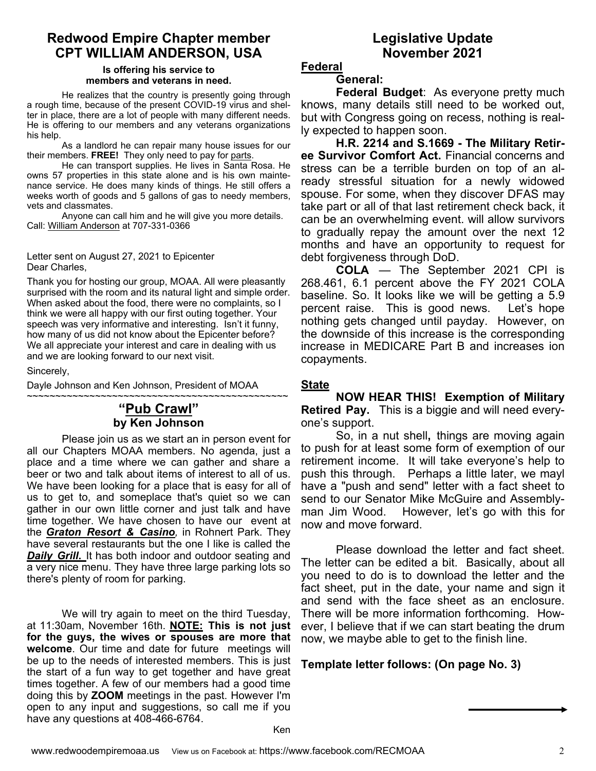## Redwood Empire Chapter member CPT WILLIAM ANDERSON, USA

**Is offering his service to members and veterans in need.**

He realizes that the country is presently going through a rough time, because of the present COVID-19 virus and shelter in place, there are a lot of people with many different needs. He is offering to our members and any veterans organizations his help.

As a landlord he can repair many house issues for our their members. **FREE!** They only need to pay for parts.

He can transport supplies. He lives in Santa Rosa. He owns 57 properties in this state alone and is his own maintenance service. He does many kinds of things. He still offers a weeks worth of goods and 5 gallons of gas to needy members, vets and classmates.

Anyone can call him and he will give you more details. Call: William Anderson at 707-331-0366

Letter sent on August 27, 2021 to Epicenter
Dear Charles,

Thank you for hosting our group, MOAA. All were pleasantly surprised with the room and its natural light and simple order. When asked about the food, there were no complaints, so I think we were all happy with our first outing together. Your speech was very informative and interesting. Isn't it funny, how many of us did not know about the Epicenter before? We all appreciate your interest and care in dealing with us and we are looking forward to our next visit.

Sincerely,

Dayle Johnson and Ken Johnson, President of MOAA

~~~~~~~~~~~~~~~~~~~~~~~~~~~~~~~~~~~~~~~~~~~~~~~~

## "Pub Crawl"
**by Ken Johnson**

Please join us as we start an in person event for all our Chapters MOAA members. No agenda, just a place and a time where we can gather and share a beer or two and talk about items of interest to all of us. We have been looking for a place that is easy for all of us to get to, and someplace that's quiet so we can gather in our own little corner and just talk and have time together. We have chosen to have our event at the ***Graton Resort & Casino***, in Rohnert Park. They have several restaurants but the one I like is called the ***Daily Grill.*** It has both indoor and outdoor seating and a very nice menu. They have three large parking lots so there's plenty of room for parking.

We will try again to meet on the third Tuesday, at 11:30am, November 16th. **NOTE: This is not just for the guys, the wives or spouses are more that welcome**. Our time and date for future meetings will be up to the needs of interested members. This is just the start of a fun way to get together and have great times together. A few of our members had a good time doing this by **ZOOM** meetings in the past. However I'm open to any input and suggestions, so call me if you have any questions at 408-466-6764.

Ken

## Legislative Update November 2021

**Federal**

**General:**

**Federal Budget**: As everyone pretty much knows, many details still need to be worked out, but with Congress going on recess, nothing is really expected to happen soon.

**H.R. 2214 and S.1669 - The Military Retiree Survivor Comfort Act.** Financial concerns and stress can be a terrible burden on top of an already stressful situation for a newly widowed spouse. For some, when they discover DFAS may take part or all of that last retirement check back, it can be an overwhelming event. will allow survivors to gradually repay the amount over the next 12 months and have an opportunity to request for debt forgiveness through DoD.

**COLA** — The September 2021 CPI is 268.461, 6.1 percent above the FY 2021 COLA baseline. So. It looks like we will be getting a 5.9 percent raise. This is good news. Let's hope nothing gets changed until payday. However, on the downside of this increase is the corresponding increase in MEDICARE Part B and increases ion copayments.

**State**

**NOW HEAR THIS! Exemption of Military Retired Pay.** This is a biggie and will need everyone's support.

So, in a nut shell**,** things are moving again to push for at least some form of exemption of our retirement income. It will take everyone's help to push this through. Perhaps a little later, we mayl have a "push and send" letter with a fact sheet to send to our Senator Mike McGuire and Assemblyman Jim Wood. However, let's go with this for now and move forward.

Please download the letter and fact sheet. The letter can be edited a bit. Basically, about all you need to do is to download the letter and the fact sheet, put in the date, your name and sign it and send with the face sheet as an enclosure. There will be more information forthcoming. However, I believe that if we can start beating the drum now, we maybe able to get to the finish line.

**Template letter follows: (On page No. 3)**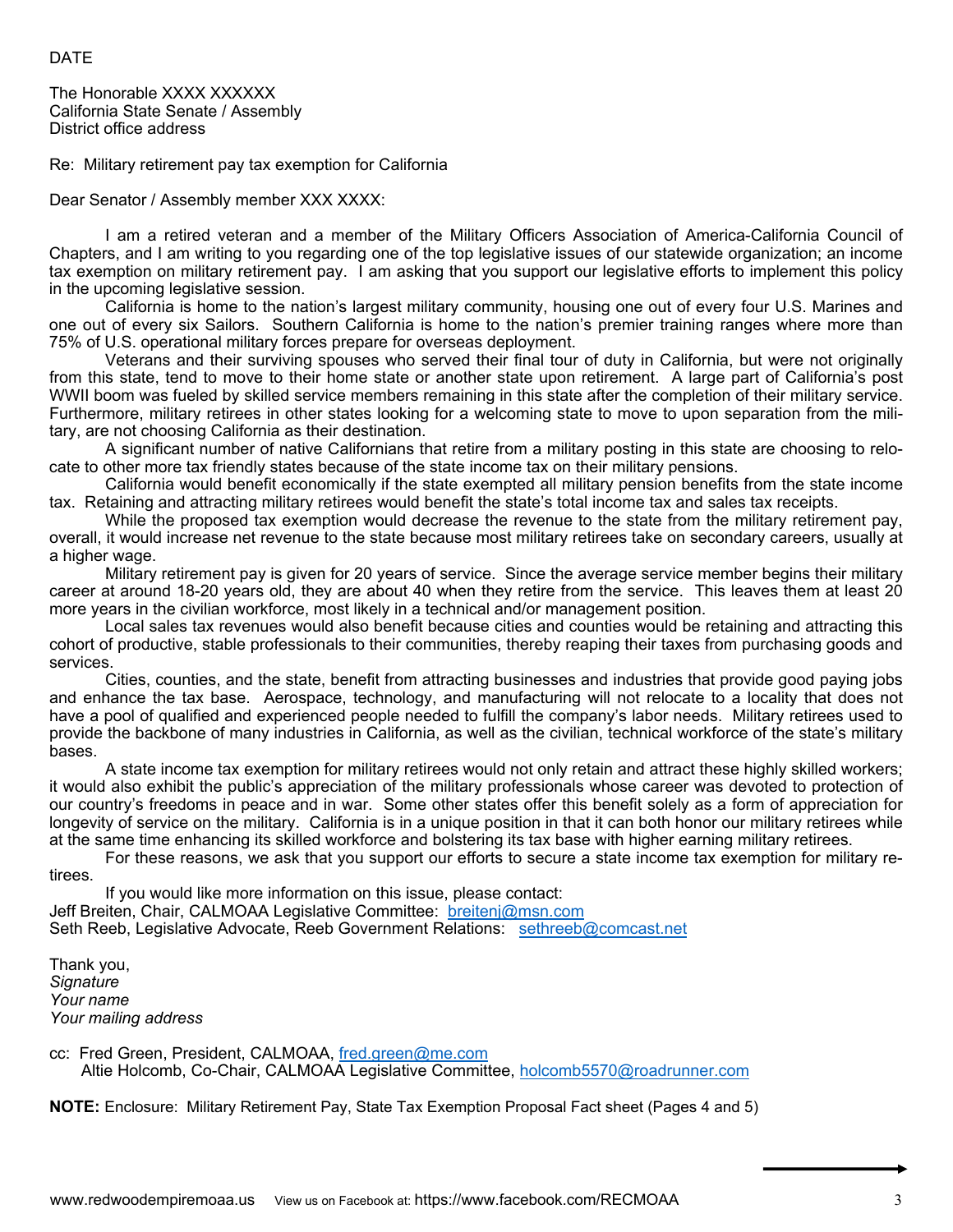DATE

The Honorable XXXX XXXXXX
California State Senate / Assembly
District office address

Re: Military retirement pay tax exemption for California

Dear Senator / Assembly member XXX XXXX:

I am a retired veteran and a member of the Military Officers Association of America-California Council of Chapters, and I am writing to you regarding one of the top legislative issues of our statewide organization; an income tax exemption on military retirement pay. I am asking that you support our legislative efforts to implement this policy in the upcoming legislative session.

California is home to the nation's largest military community, housing one out of every four U.S. Marines and one out of every six Sailors. Southern California is home to the nation's premier training ranges where more than 75% of U.S. operational military forces prepare for overseas deployment.

Veterans and their surviving spouses who served their final tour of duty in California, but were not originally from this state, tend to move to their home state or another state upon retirement. A large part of California's post WWII boom was fueled by skilled service members remaining in this state after the completion of their military service. Furthermore, military retirees in other states looking for a welcoming state to move to upon separation from the military, are not choosing California as their destination.

A significant number of native Californians that retire from a military posting in this state are choosing to relocate to other more tax friendly states because of the state income tax on their military pensions.

California would benefit economically if the state exempted all military pension benefits from the state income tax. Retaining and attracting military retirees would benefit the state's total income tax and sales tax receipts.

While the proposed tax exemption would decrease the revenue to the state from the military retirement pay, overall, it would increase net revenue to the state because most military retirees take on secondary careers, usually at a higher wage.

Military retirement pay is given for 20 years of service. Since the average service member begins their military career at around 18-20 years old, they are about 40 when they retire from the service. This leaves them at least 20 more years in the civilian workforce, most likely in a technical and/or management position.

Local sales tax revenues would also benefit because cities and counties would be retaining and attracting this cohort of productive, stable professionals to their communities, thereby reaping their taxes from purchasing goods and services.

Cities, counties, and the state, benefit from attracting businesses and industries that provide good paying jobs and enhance the tax base. Aerospace, technology, and manufacturing will not relocate to a locality that does not have a pool of qualified and experienced people needed to fulfill the company's labor needs. Military retirees used to provide the backbone of many industries in California, as well as the civilian, technical workforce of the state's military bases.

A state income tax exemption for military retirees would not only retain and attract these highly skilled workers; it would also exhibit the public's appreciation of the military professionals whose career was devoted to protection of our country's freedoms in peace and in war. Some other states offer this benefit solely as a form of appreciation for longevity of service on the military. California is in a unique position in that it can both honor our military retirees while at the same time enhancing its skilled workforce and bolstering its tax base with higher earning military retirees.

For these reasons, we ask that you support our efforts to secure a state income tax exemption for military retirees.

If you would like more information on this issue, please contact:
Jeff Breiten, Chair, CALMOAA Legislative Committee: breitenj@msn.com
Seth Reeb, Legislative Advocate, Reeb Government Relations: sethreeb@comcast.net

Thank you,
*Signature*
*Your name*
*Your mailing address*

cc: Fred Green, President, CALMOAA, fred.green@me.com
Altie Holcomb, Co-Chair, CALMOAA Legislative Committee, holcomb5570@roadrunner.com

**NOTE:** Enclosure: Military Retirement Pay, State Tax Exemption Proposal Fact sheet (Pages 4 and 5)

www.redwoodempiremoaa.us View us on Facebook at: https://www.facebook.com/RECMOAA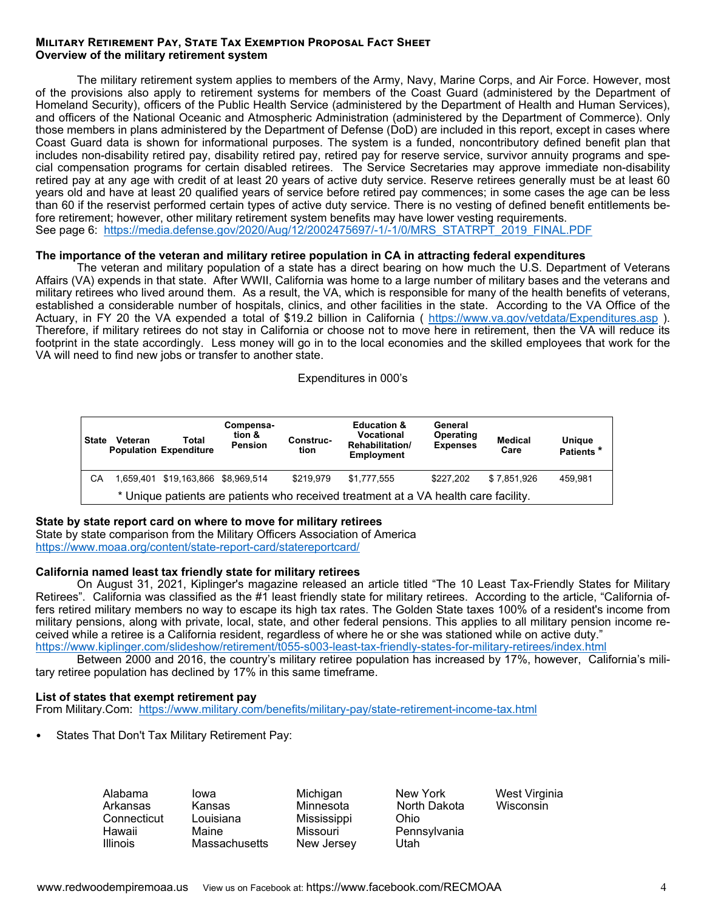## Military Retirement Pay, State Tax Exemption Proposal Fact Sheet

### Overview of the military retirement system

The military retirement system applies to members of the Army, Navy, Marine Corps, and Air Force. However, most of the provisions also apply to retirement systems for members of the Coast Guard (administered by the Department of Homeland Security), officers of the Public Health Service (administered by the Department of Health and Human Services), and officers of the National Oceanic and Atmospheric Administration (administered by the Department of Commerce). Only those members in plans administered by the Department of Defense (DoD) are included in this report, except in cases where Coast Guard data is shown for informational purposes. The system is a funded, noncontributory defined benefit plan that includes non-disability retired pay, disability retired pay, retired pay for reserve service, survivor annuity programs and special compensation programs for certain disabled retirees. The Service Secretaries may approve immediate non-disability retired pay at any age with credit of at least 20 years of active duty service. Reserve retirees generally must be at least 60 years old and have at least 20 qualified years of service before retired pay commences; in some cases the age can be less than 60 if the reservist performed certain types of active duty service. There is no vesting of defined benefit entitlements before retirement; however, other military retirement system benefits may have lower vesting requirements.
See page 6: https://media.defense.gov/2020/Aug/12/2002475697/-1/-1/0/MRS_STATRPT_2019_FINAL.PDF

### The importance of the veteran and military retiree population in CA in attracting federal expenditures

The veteran and military population of a state has a direct bearing on how much the U.S. Department of Veterans Affairs (VA) expends in that state. After WWII, California was home to a large number of military bases and the veterans and military retirees who lived around them. As a result, the VA, which is responsible for many of the health benefits of veterans, established a considerable number of hospitals, clinics, and other facilities in the state. According to the VA Office of the Actuary, in FY 20 the VA expended a total of $19.2 billion in California ( https://www.va.gov/vetdata/Expenditures.asp ). Therefore, if military retirees do not stay in California or choose not to move here in retirement, then the VA will reduce its footprint in the state accordingly. Less money will go in to the local economies and the skilled employees that work for the VA will need to find new jobs or transfer to another state.

Expenditures in 000's

| State | Veteran Population | Total Expenditure | Compensation & Pension | Construction | Education & Vocational Rehabilitation/ Employment | General Operating Expenses | Medical Care | Unique Patients * |
|---|---|---|---|---|---|---|---|---|
| CA | 1,659,401 | $19,163,866 | $8,969,514 | $219,979 | $1,777,555 | $227,202 | $ 7,851,926 | 459,981 |

\* Unique patients are patients who received treatment at a VA health care facility.

### State by state report card on where to move for military retirees

State by state comparison from the Military Officers Association of America
https://www.moaa.org/content/state-report-card/statereportcard/

### California named least tax friendly state for military retirees

On August 31, 2021, Kiplinger's magazine released an article titled "The 10 Least Tax-Friendly States for Military Retirees". California was classified as the #1 least friendly state for military retirees. According to the article, "California offers retired military members no way to escape its high tax rates. The Golden State taxes 100% of a resident's income from military pensions, along with private, local, state, and other federal pensions. This applies to all military pension income received while a retiree is a California resident, regardless of where he or she was stationed while on active duty."
https://www.kiplinger.com/slideshow/retirement/t055-s003-least-tax-friendly-states-for-military-retirees/index.html

Between 2000 and 2016, the country's military retiree population has increased by 17%, however, California's military retiree population has declined by 17% in this same timeframe.

### List of states that exempt retirement pay

From Military.Com: https://www.military.com/benefits/military-pay/state-retirement-income-tax.html

- States That Don't Tax Military Retirement Pay:

Alabama
Arkansas
Connecticut
Hawaii
Illinois
Iowa
Kansas
Louisiana
Maine
Massachusetts
Michigan
Minnesota
Mississippi
Missouri
New Jersey
New York
North Dakota
Ohio
Pennsylvania
Utah
West Virginia
Wisconsin

www.redwoodempiremoaa.us View us on Facebook at: https://www.facebook.com/RECMOAA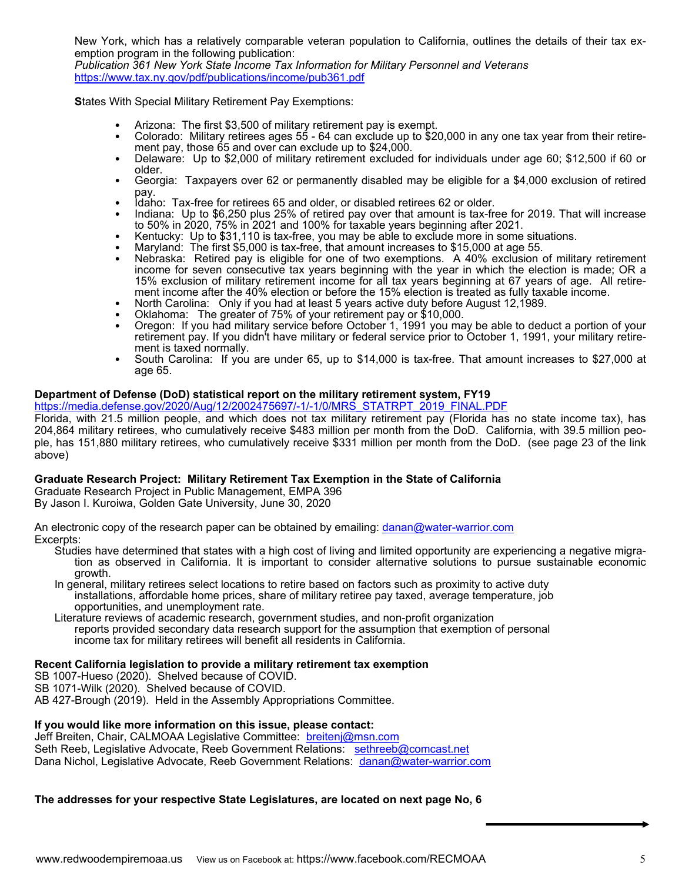New York, which has a relatively comparable veteran population to California, outlines the details of their tax exemption program in the following publication:
*Publication 361 New York State Income Tax Information for Military Personnel and Veterans*
https://www.tax.ny.gov/pdf/publications/income/pub361.pdf

**S**tates With Special Military Retirement Pay Exemptions:

- Arizona: The first $3,500 of military retirement pay is exempt.
- Colorado: Military retirees ages 55 - 64 can exclude up to $20,000 in any one tax year from their retirement pay, those 65 and over can exclude up to $24,000.
- Delaware: Up to $2,000 of military retirement excluded for individuals under age 60; $12,500 if 60 or older.
- Georgia: Taxpayers over 62 or permanently disabled may be eligible for a $4,000 exclusion of retired pay.
- Idaho: Tax-free for retirees 65 and older, or disabled retirees 62 or older.
- Indiana: Up to $6,250 plus 25% of retired pay over that amount is tax-free for 2019. That will increase to 50% in 2020, 75% in 2021 and 100% for taxable years beginning after 2021.
- Kentucky: Up to $31,110 is tax-free, you may be able to exclude more in some situations.
- Maryland: The first $5,000 is tax-free, that amount increases to $15,000 at age 55.
- Nebraska: Retired pay is eligible for one of two exemptions. A 40% exclusion of military retirement income for seven consecutive tax years beginning with the year in which the election is made; OR a 15% exclusion of military retirement income for all tax years beginning at 67 years of age. All retirement income after the 40% election or before the 15% election is treated as fully taxable income.
- North Carolina: Only if you had at least 5 years active duty before August 12,1989.
- Oklahoma: The greater of 75% of your retirement pay or $10,000.
- Oregon: If you had military service before October 1, 1991 you may be able to deduct a portion of your retirement pay. If you didn't have military or federal service prior to October 1, 1991, your military retirement is taxed normally.
- South Carolina: If you are under 65, up to $14,000 is tax-free. That amount increases to $27,000 at age 65.

**Department of Defense (DoD) statistical report on the military retirement system, FY19**
https://media.defense.gov/2020/Aug/12/2002475697/-1/-1/0/MRS_STATRPT_2019_FINAL.PDF
Florida, with 21.5 million people, and which does not tax military retirement pay (Florida has no state income tax), has 204,864 military retirees, who cumulatively receive $483 million per month from the DoD. California, with 39.5 million people, has 151,880 military retirees, who cumulatively receive $331 million per month from the DoD. (see page 23 of the link above)

**Graduate Research Project: Military Retirement Tax Exemption in the State of California**
Graduate Research Project in Public Management, EMPA 396
By Jason I. Kuroiwa, Golden Gate University, June 30, 2020

An electronic copy of the research paper can be obtained by emailing: danan@water-warrior.com
Excerpts:

Studies have determined that states with a high cost of living and limited opportunity are experiencing a negative migration as observed in California. It is important to consider alternative solutions to pursue sustainable economic growth.

In general, military retirees select locations to retire based on factors such as proximity to active duty installations, affordable home prices, share of military retiree pay taxed, average temperature, job opportunities, and unemployment rate.

Literature reviews of academic research, government studies, and non-profit organization reports provided secondary data research support for the assumption that exemption of personal income tax for military retirees will benefit all residents in California.

**Recent California legislation to provide a military retirement tax exemption**
SB 1007-Hueso (2020). Shelved because of COVID.
SB 1071-Wilk (2020). Shelved because of COVID.
AB 427-Brough (2019). Held in the Assembly Appropriations Committee.

**If you would like more information on this issue, please contact:**
Jeff Breiten, Chair, CALMOAA Legislative Committee: breitenj@msn.com
Seth Reeb, Legislative Advocate, Reeb Government Relations: sethreeb@comcast.net
Dana Nichol, Legislative Advocate, Reeb Government Relations: danan@water-warrior.com

**The addresses for your respective State Legislatures, are located on next page No, 6**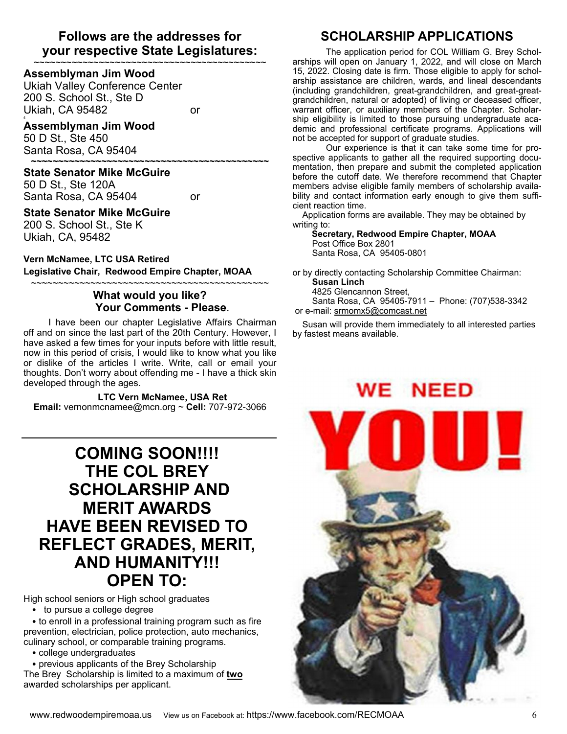## Follows are the addresses for your respective State Legislatures:

~~~~~~~~~~~~~~~~~~~~~~~~~~~~~~~~~~~~~~~~~~~~~

**Assemblyman Jim Wood**
Ukiah Valley Conference Center
200 S. School St., Ste D
Ukiah, CA 95482 or

**Assemblyman Jim Wood**
50 D St., Ste 450
Santa Rosa, CA 95404

~~~~~~~~~~~~~~~~~~~~~~~~~~~~~~~~~~~~~~~~~~~~~

**State Senator Mike McGuire**
50 D St., Ste 120A
Santa Rosa, CA 95404 or

**State Senator Mike McGuire**
200 S. School St., Ste K
Ukiah, CA, 95482

**Vern McNamee, LTC USA Retired**
**Legislative Chair, Redwood Empire Chapter, MOAA**

~~~~~~~~~~~~~~~~~~~~~~~~~~~~~~~~~~~~~~~~~~~~~

### What would you like? Your Comments - Please.

I have been our chapter Legislative Affairs Chairman off and on since the last part of the 20th Century. However, I have asked a few times for your inputs before with little result, now in this period of crisis, I would like to know what you like or dislike of the articles I write. Write, call or email your thoughts. Don't worry about offending me - I have a thick skin developed through the ages.

**LTC Vern McNamee, USA Ret**
**Email:** vernonmcnamee@mcn.org ~ **Cell:** 707-972-3066

---

## COMING SOON!!!! THE COL BREY SCHOLARSHIP AND MERIT AWARDS HAVE BEEN REVISED TO REFLECT GRADES, MERIT, AND HUMANITY!!! OPEN TO:

High school seniors or High school graduates

- to pursue a college degree
- to enroll in a professional training program such as fire prevention, electrician, police protection, auto mechanics, culinary school, or comparable training programs.
- college undergraduates
- previous applicants of the Brey Scholarship

The Brey Scholarship is limited to a maximum of **two** awarded scholarships per applicant.

## SCHOLARSHIP APPLICATIONS

The application period for COL William G. Brey Scholarships will open on January 1, 2022, and will close on March 15, 2022. Closing date is firm. Those eligible to apply for scholarship assistance are children, wards, and lineal descendants (including grandchildren, great-grandchildren, and great-great-grandchildren, natural or adopted) of living or deceased officer, warrant officer, or auxiliary members of the Chapter. Scholarship eligibility is limited to those pursuing undergraduate academic and professional certificate programs. Applications will not be accepted for support of graduate studies.

Our experience is that it can take some time for prospective applicants to gather all the required supporting documentation, then prepare and submit the completed application before the cutoff date. We therefore recommend that Chapter members advise eligible family members of scholarship availability and contact information early enough to give them sufficient reaction time.

Application forms are available. They may be obtained by writing to:

**Secretary, Redwood Empire Chapter, MOAA**
Post Office Box 2801
Santa Rosa, CA 95405-0801

or by directly contacting Scholarship Committee Chairman:

**Susan Linch**
4825 Glencannon Street,
Santa Rosa, CA 95405-7911 – Phone: (707)538-3342
or e-mail: srmomx5@comcast.net

Susan will provide them immediately to all interested parties by fastest means available.

WE NEED YOU!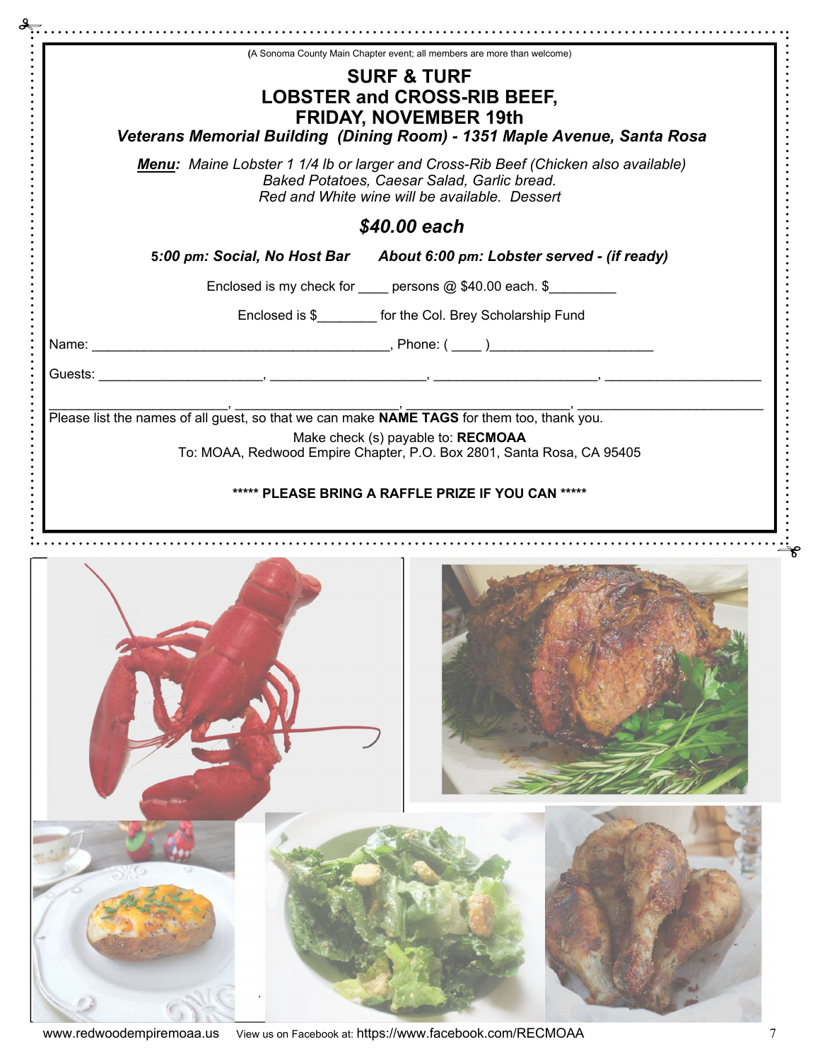(A Sonoma County Main Chapter event; all members are more than welcome)

# SURF & TURF
# LOBSTER and CROSS-RIB BEEF,
# FRIDAY, NOVEMBER 19th

***Veterans Memorial Building (Dining Room) - 1351 Maple Avenue, Santa Rosa***

***Menu:*** *Maine Lobster 1 1/4 lb or larger and Cross-Rib Beef (Chicken also available)*
*Baked Potatoes, Caesar Salad, Garlic bread.*
*Red and White wine will be available. Dessert*

## *$40.00 each*

***5:00 pm: Social, No Host Bar*** ***About 6:00 pm: Lobster served - (if ready)***

Enclosed is my check for ____ persons @ $40.00 each. $_________

Enclosed is $________ for the Col. Brey Scholarship Fund

Name: ________________________________________, Phone: ( ____ )______________________

Guests: ______________________, _____________________, ______________________, _____________________

______________________, ______________________, ______________________, ______________________

Please list the names of all guest, so that we can make **NAME TAGS** for them too, thank you.

Make check (s) payable to: **RECMOAA**
To: MOAA, Redwood Empire Chapter, P.O. Box 2801, Santa Rosa, CA 95405

**\*\*\*\*\* PLEASE BRING A RAFFLE PRIZE IF YOU CAN \*\*\*\*\***

www.redwoodempiremoaa.us View us on Facebook at: https://www.facebook.com/RECMOAA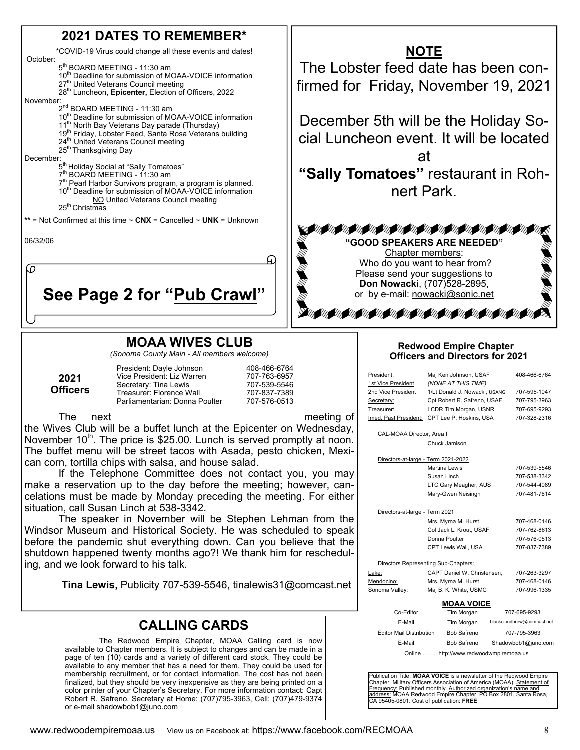## 2021 DATES TO REMEMBER*

*COVID-19 Virus could change all these events and dates!

October:

- 5th BOARD MEETING - 11:30 am
- 10th Deadline for submission of MOAA-VOICE information
- 27th United Veterans Council meeting
- 28th Luncheon, **Epicenter,** Election of Officers, 2022

November:

- 2nd BOARD MEETING - 11:30 am
- 10th Deadline for submission of MOAA-VOICE information
- 11th North Bay Veterans Day parade (Thursday)
- 19th Friday, Lobster Feed, Santa Rosa Veterans building
- 24th United Veterans Council meeting
- 25th Thanksgiving Day

December:

- 5th Holiday Social at "Sally Tomatoes"
- 7th BOARD MEETING - 11:30 am
- 7th Pearl Harbor Survivors program, a program is planned.
- 10th Deadline for submission of MOAA-VOICE information
- NO United Veterans Council meeting
- 25th Christmas

** = Not Confirmed at this time ~ **CNX** = Cancelled ~ **UNK** = Unknown

06/32/06

## See Page 2 for "Pub Crawl"

## NOTE

The Lobster feed date has been confirmed for Friday, November 19, 2021

December 5th will be the Holiday Social Luncheon event. It will be located at **"Sally Tomatoes"** restaurant in Rohnert Park.

**"GOOD SPEAKERS ARE NEEDED"**

Chapter members:
Who do you want to hear from?
Please send your suggestions to
**Don Nowacki**, (707)528-2895,
or by e-mail: nowacki@sonic.net

## MOAA WIVES CLUB

*(Sonoma County Main - All members welcome)*

**2021 Officers**

| | |
|---|---|
| President: Dayle Johnson | 408-466-6764 |
| Vice President: Liz Warren | 707-763-6957 |
| Secretary: Tina Lewis | 707-539-5546 |
| Treasurer: Florence Wall | 707-837-7389 |
| Parliamentarian: Donna Poulter | 707-576-0513 |

The next meeting of the Wives Club will be a buffet lunch at the Epicenter on Wednesday, November 10th. The price is $25.00. Lunch is served promptly at noon. The buffet menu will be street tacos with Asada, pesto chicken, Mexican corn, tortilla chips with salsa, and house salad.

If the Telephone Committee does not contact you, you may make a reservation up to the day before the meeting; however, cancelations must be made by Monday preceding the meeting. For either situation, call Susan Linch at 538-3342.

The speaker in November will be Stephen Lehman from the Windsor Museum and Historical Society. He was scheduled to speak before the pandemic shut everything down. Can you believe that the shutdown happened twenty months ago?! We thank him for rescheduling, and we look forward to his talk.

**Tina Lewis,** Publicity 707-539-5546, tinalewis31@comcast.net

## CALLING CARDS

The Redwood Empire Chapter, MOAA Calling card is now available to Chapter members. It is subject to changes and can be made in a page of ten (10) cards and a variety of different card stock. They could be available to any member that has a need for them. They could be used for membership recruitment, or for contact information. The cost has not been finalized, but they should be very inexpensive as they are being printed on a color printer of your Chapter's Secretary. For more information contact: Capt Robert R. Safreno, Secretary at Home: (707)795-3963, Cell: (707)479-9374 or e-mail shadowbob1@juno.com

### Redwood Empire Chapter Officers and Directors for 2021

| | | |
|---|---|---|
| President: | Maj Ken Johnson, USAF | 408-466-6764 |
| 1st Vice President | *(NONE AT THIS TIME)* | |
| 2nd Vice President | 1/Lt Donald J. Nowacki, USANG | 707-595-1047 |
| Secretary: | Cpt Robert R. Safreno, USAF | 707-795-3963 |
| Treasurer: | LCDR Tim Morgan, USNR | 707-695-9293 |
| Imed. Past President: | CPT Lee P. Hoskins, USA | 707-328-2316 |
| CAL-MOAA Director, Area I | | |
| | Chuck Jamison | |
| Directors-at-large - Term 2021-2022 | | |
| | Martina Lewis | 707-539-5546 |
| | Susan Linch | 707-538-3342 |
| | LTC Gary Meagher, AUS | 707-544-4089 |
| | Mary-Gwen Neisingh | 707-481-7614 |
| Directors-at-large - Term 2021 | | |
| | Mrs. Myrna M. Hurst | 707-468-0146 |
| | Col Jack L. Krout, USAF | 707-762-8613 |
| | Donna Poulter | 707-576-0513 |
| | CPT Lewis Wall, USA | 707-837-7389 |
| Directors Representing Sub-Chapters: | | |
| Lake: | CAPT Daniel W. Christensen, | 707-263-3297 |
| Mendocino: | Mrs. Myrna M. Hurst | 707-468-0146 |
| Sonoma Valley: | Maj B. K. White, USMC | 707-996-1335 |

#### MOAA VOICE

| | | |
|---|---|---|
| Co-Editor | Tim Morgan | 707-695-9293 |
| E-Mail | Tim Morgan | blackcloudbrew@comcast.net |
| Editor Mail Distribution | Bob Safreno | 707-795-3963 |
| E-Mail | Bob Safreno | Shadowbob1@juno.com |

Online …….. http://www.redwoodwmpiremoaa.us

Publication Title: **MOAA VOICE** is a newsletter of the Redwood Empire Chapter, Military Officers Association of America (MOAA). Statement of Frequency: Published monthly. Authorized organization's name and address: MOAA Redwood Empire Chapter, PO Box 2801, Santa Rosa, CA 95405-0801. Cost of publication: **FREE**

www.redwoodempiremoaa.us View us on Facebook at: https://www.facebook.com/RECMOAA